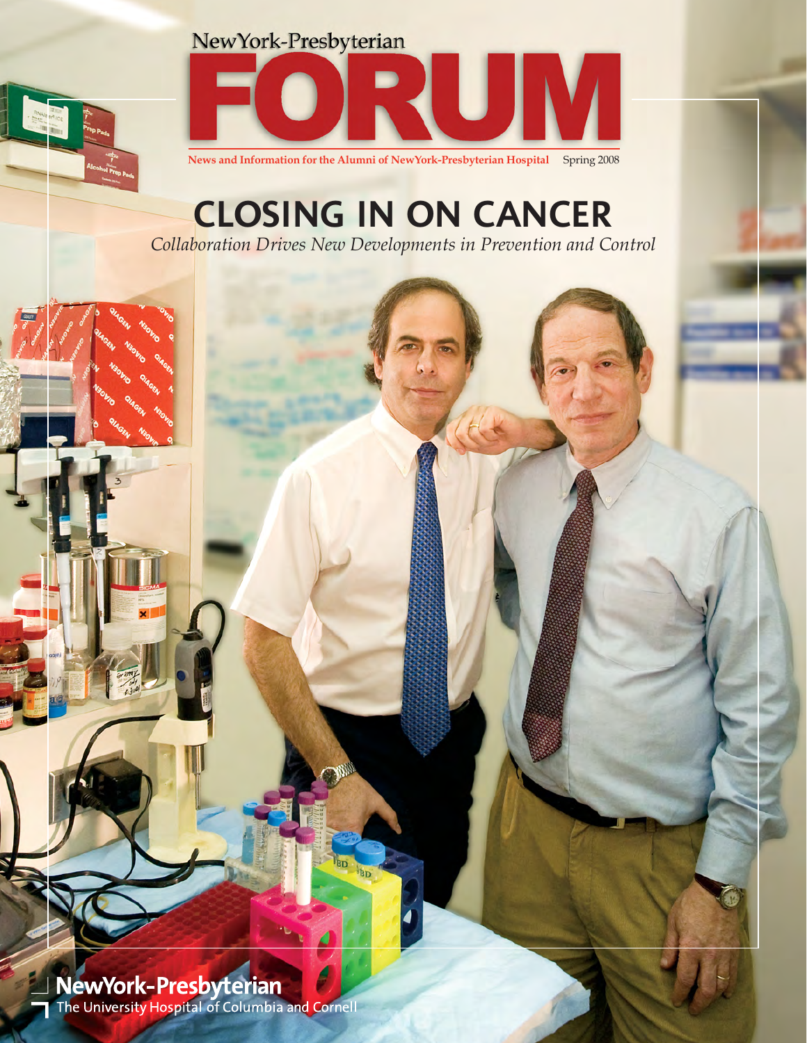NewYork-Presbyterian

# FORUM

News and Information for the Alumni of NewYork-Presbyterian Hospital Spring 2008

## CLOSING IN ON CANCER

*Collaboration Drives New Developments in Prevention and Control*

**NewYork-Presbyterian**
The University Hospital of Columbia and Cornell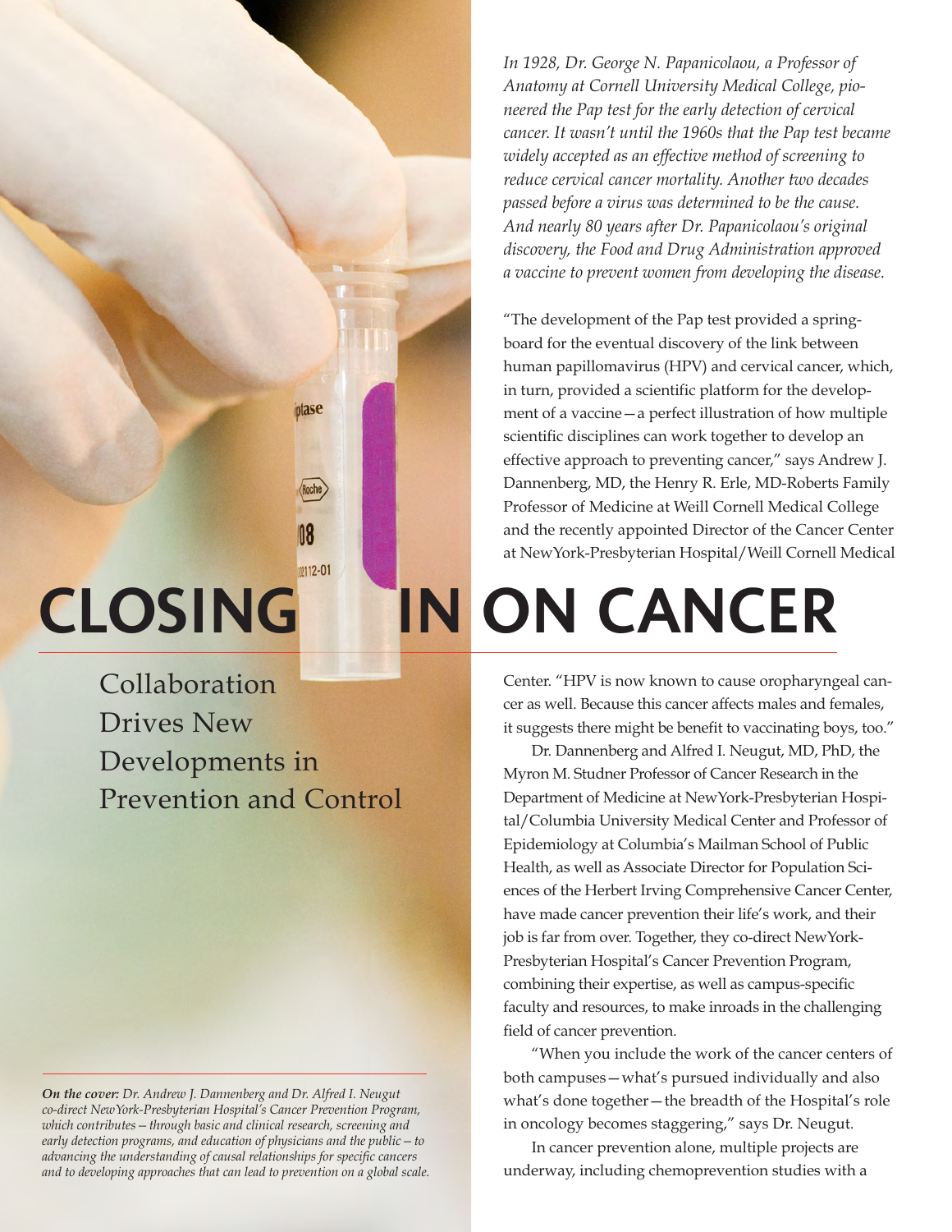# CLOSING IN ON CANCER

## Collaboration Drives New Developments in Prevention and Control

*In 1928, Dr. George N. Papanicolaou, a Professor of Anatomy at Cornell University Medical College, pioneered the Pap test for the early detection of cervical cancer. It wasn't until the 1960s that the Pap test became widely accepted as an effective method of screening to reduce cervical cancer mortality. Another two decades passed before a virus was determined to be the cause. And nearly 80 years after Dr. Papanicolaou's original discovery, the Food and Drug Administration approved a vaccine to prevent women from developing the disease.*

"The development of the Pap test provided a springboard for the eventual discovery of the link between human papillomavirus (HPV) and cervical cancer, which, in turn, provided a scientific platform for the development of a vaccine—a perfect illustration of how multiple scientific disciplines can work together to develop an effective approach to preventing cancer," says Andrew J. Dannenberg, MD, the Henry R. Erle, MD-Roberts Family Professor of Medicine at Weill Cornell Medical College and the recently appointed Director of the Cancer Center at NewYork-Presbyterian Hospital/Weill Cornell Medical Center. "HPV is now known to cause oropharyngeal cancer as well. Because this cancer affects males and females, it suggests there might be benefit to vaccinating boys, too."

Dr. Dannenberg and Alfred I. Neugut, MD, PhD, the Myron M. Studner Professor of Cancer Research in the Department of Medicine at NewYork-Presbyterian Hospital/Columbia University Medical Center and Professor of Epidemiology at Columbia's Mailman School of Public Health, as well as Associate Director for Population Sciences of the Herbert Irving Comprehensive Cancer Center, have made cancer prevention their life's work, and their job is far from over. Together, they co-direct NewYork-Presbyterian Hospital's Cancer Prevention Program, combining their expertise, as well as campus-specific faculty and resources, to make inroads in the challenging field of cancer prevention.

"When you include the work of the cancer centers of both campuses—what's pursued individually and also what's done together—the breadth of the Hospital's role in oncology becomes staggering," says Dr. Neugut.

In cancer prevention alone, multiple projects are underway, including chemoprevention studies with a

***On the cover:*** *Dr. Andrew J. Dannenberg and Dr. Alfred I. Neugut co-direct NewYork-Presbyterian Hospital's Cancer Prevention Program, which contributes—through basic and clinical research, screening and early detection programs, and education of physicians and the public—to advancing the understanding of causal relationships for specific cancers and to developing approaches that can lead to prevention on a global scale.*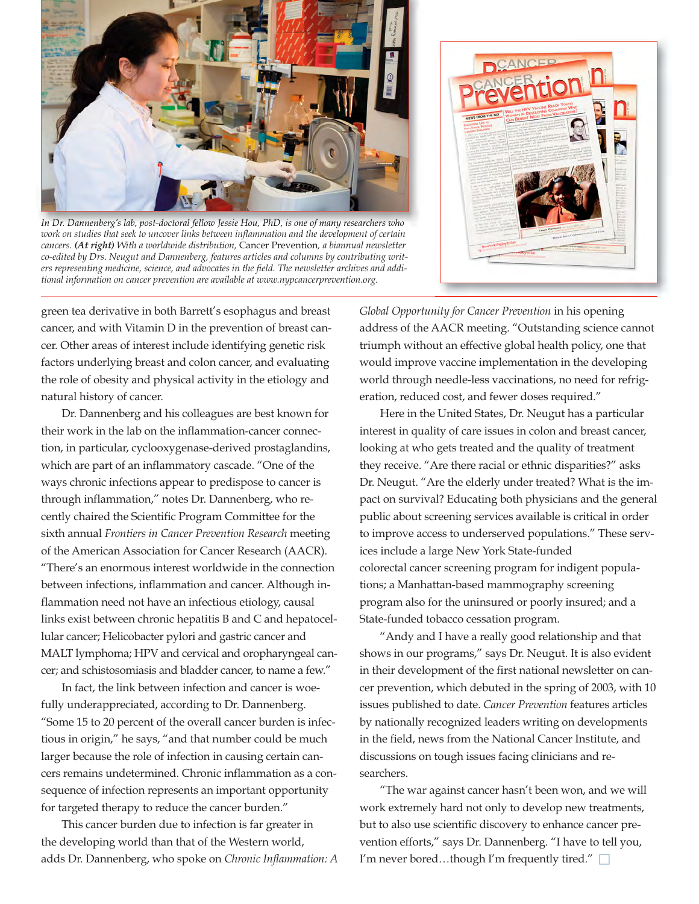*In Dr. Dannenberg's lab, post-doctoral fellow Jessie Hou, PhD, is one of many researchers who work on studies that seek to uncover links between inflammation and the development of certain cancers.* ***(At right)*** *With a worldwide distribution,* Cancer Prevention, *a biannual newsletter co-edited by Drs. Neugut and Dannenberg, features articles and columns by contributing writers representing medicine, science, and advocates in the field. The newsletter archives and additional information on cancer prevention are available at www.nypcancerprevention.org.*

green tea derivative in both Barrett's esophagus and breast cancer, and with Vitamin D in the prevention of breast cancer. Other areas of interest include identifying genetic risk factors underlying breast and colon cancer, and evaluating the role of obesity and physical activity in the etiology and natural history of cancer.

Dr. Dannenberg and his colleagues are best known for their work in the lab on the inflammation-cancer connection, in particular, cyclooxygenase-derived prostaglandins, which are part of an inflammatory cascade. "One of the ways chronic infections appear to predispose to cancer is through inflammation," notes Dr. Dannenberg, who recently chaired the Scientific Program Committee for the sixth annual *Frontiers in Cancer Prevention Research* meeting of the American Association for Cancer Research (AACR). "There's an enormous interest worldwide in the connection between infections, inflammation and cancer. Although inflammation need not have an infectious etiology, causal links exist between chronic hepatitis B and C and hepatocellular cancer; Helicobacter pylori and gastric cancer and MALT lymphoma; HPV and cervical and oropharyngeal cancer; and schistosomiasis and bladder cancer, to name a few."

In fact, the link between infection and cancer is woefully underappreciated, according to Dr. Dannenberg. "Some 15 to 20 percent of the overall cancer burden is infectious in origin," he says, "and that number could be much larger because the role of infection in causing certain cancers remains undetermined. Chronic inflammation as a consequence of infection represents an important opportunity for targeted therapy to reduce the cancer burden."

This cancer burden due to infection is far greater in the developing world than that of the Western world, adds Dr. Dannenberg, who spoke on *Chronic Inflammation: A Global Opportunity for Cancer Prevention* in his opening address of the AACR meeting. "Outstanding science cannot triumph without an effective global health policy, one that would improve vaccine implementation in the developing world through needle-less vaccinations, no need for refrigeration, reduced cost, and fewer doses required."

Here in the United States, Dr. Neugut has a particular interest in quality of care issues in colon and breast cancer, looking at who gets treated and the quality of treatment they receive. "Are there racial or ethnic disparities?" asks Dr. Neugut. "Are the elderly under treated? What is the impact on survival? Educating both physicians and the general public about screening services available is critical in order to improve access to underserved populations." These services include a large New York State-funded colorectal cancer screening program for indigent populations; a Manhattan-based mammography screening program also for the uninsured or poorly insured; and a State-funded tobacco cessation program.

"Andy and I have a really good relationship and that shows in our programs," says Dr. Neugut. It is also evident in their development of the first national newsletter on cancer prevention, which debuted in the spring of 2003, with 10 issues published to date. *Cancer Prevention* features articles by nationally recognized leaders writing on developments in the field, news from the National Cancer Institute, and discussions on tough issues facing clinicians and researchers.

"The war against cancer hasn't been won, and we will work extremely hard not only to develop new treatments, but to also use scientific discovery to enhance cancer prevention efforts," says Dr. Dannenberg. "I have to tell you, I'm never bored…though I'm frequently tired."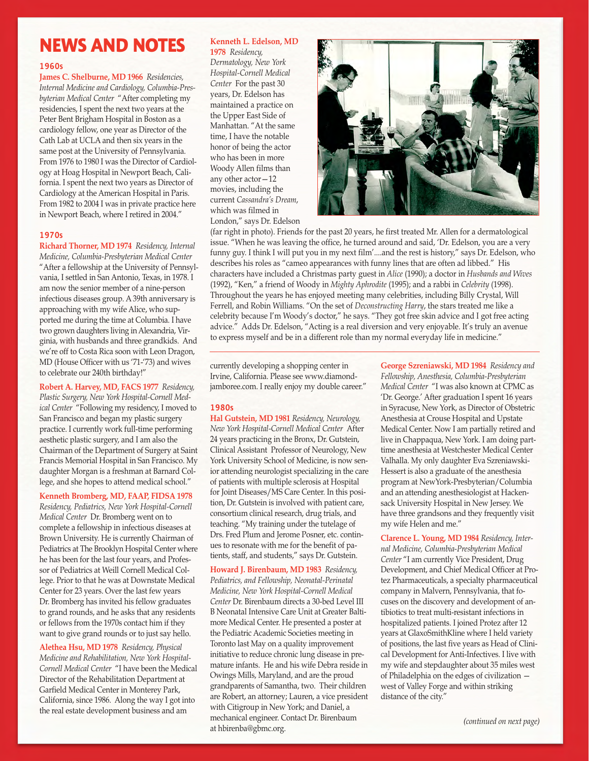# NEWS AND NOTES

## 1960s

**James C. Shelburne, MD 1966** *Residencies, Internal Medicine and Cardiology, Columbia-Presbyterian Medical Center* "After completing my residencies, I spent the next two years at the Peter Bent Brigham Hospital in Boston as a cardiology fellow, one year as Director of the Cath Lab at UCLA and then six years in the same post at the University of Pennsylvania. From 1976 to 1980 I was the Director of Cardiology at Hoag Hospital in Newport Beach, California. I spent the next two years as Director of Cardiology at the American Hospital in Paris. From 1982 to 2004 I was in private practice here in Newport Beach, where I retired in 2004."

## 1970s

**Richard Thorner, MD 1974** *Residency, Internal Medicine, Columbia-Presbyterian Medical Center* "After a fellowship at the University of Pennsylvania, I settled in San Antonio, Texas, in 1978. I am now the senior member of a nine-person infectious diseases group. A 39th anniversary is approaching with my wife Alice, who supported me during the time at Columbia. I have two grown daughters living in Alexandria, Virginia, with husbands and three grandkids. And we're off to Costa Rica soon with Leon Dragon, MD (House Officer with us '71-'73) and wives to celebrate our 240th birthday!"

**Robert A. Harvey, MD, FACS 1977** *Residency, Plastic Surgery, New York Hospital-Cornell Medical Center* "Following my residency, I moved to San Francisco and began my plastic surgery practice. I currently work full-time performing aesthetic plastic surgery, and I am also the Chairman of the Department of Surgery at Saint Francis Memorial Hospital in San Francisco. My daughter Morgan is a freshman at Barnard College, and she hopes to attend medical school."

**Kenneth Bromberg, MD, FAAP, FIDSA 1978** *Residency, Pediatrics, New York Hospital-Cornell Medical Center* Dr. Bromberg went on to complete a fellowship in infectious diseases at Brown University. He is currently Chairman of Pediatrics at The Brooklyn Hospital Center where he has been for the last four years, and Professor of Pediatrics at Weill Cornell Medical College. Prior to that he was at Downstate Medical Center for 23 years. Over the last few years Dr. Bromberg has invited his fellow graduates to grand rounds, and he asks that any residents or fellows from the 1970s contact him if they want to give grand rounds or to just say hello.

**Alethea Hsu, MD 1978** *Residency, Physical Medicine and Rehabilitation, New York Hospital-Cornell Medical Center* "I have been the Medical Director of the Rehabilitation Department at Garfield Medical Center in Monterey Park, California, since 1986. Along the way I got into the real estate development business and am currently developing a shopping center in Irvine, California. Please see www.diamondjamboree.com. I really enjoy my double career."

**Kenneth L. Edelson, MD 1978** *Residency, Dermatology, New York Hospital-Cornell Medical Center* For the past 30 years, Dr. Edelson has maintained a practice on the Upper East Side of Manhattan. "At the same time, I have the notable honor of being the actor who has been in more Woody Allen films than any other actor—12 movies, including the current *Cassandra's Dream*, which was filmed in London," says Dr. Edelson (far right in photo). Friends for the past 20 years, he first treated Mr. Allen for a dermatological issue. "When he was leaving the office, he turned around and said, 'Dr. Edelson, you are a very funny guy. I think I will put you in my next film'....and the rest is history," says Dr. Edelson, who describes his roles as "cameo appearances with funny lines that are often ad libbed." His characters have included a Christmas party guest in *Alice* (1990); a doctor in *Husbands and Wives* (1992), "Ken," a friend of Woody in *Mighty Aphrodite* (1995); and a rabbi in *Celebrity* (1998). Throughout the years he has enjoyed meeting many celebrities, including Billy Crystal, Will Ferrell, and Robin Williams. "On the set of *Deconstructing Harry*, the stars treated me like a celebrity because I'm Woody's doctor," he says. "They got free skin advice and I got free acting advice." Adds Dr. Edelson, "Acting is a real diversion and very enjoyable. It's truly an avenue to express myself and be in a different role than my normal everyday life in medicine."

## 1980s

**Hal Gutstein, MD 1981** *Residency, Neurology, New York Hospital-Cornell Medical Center* After 24 years practicing in the Bronx, Dr. Gutstein, Clinical Assistant Professor of Neurology, New York University School of Medicine, is now senior attending neurologist specializing in the care of patients with multiple sclerosis at Hospital for Joint Diseases/MS Care Center. In this position, Dr. Gutstein is involved with patient care, consortium clinical research, drug trials, and teaching. "My training under the tutelage of Drs. Fred Plum and Jerome Posner, etc. continues to resonate with me for the benefit of patients, staff, and students," says Dr. Gutstein.

**Howard J. Birenbaum, MD 1983** *Residency, Pediatrics, and Fellowship, Neonatal-Perinatal Medicine, New York Hospital-Cornell Medical Center* Dr. Birenbaum directs a 30-bed Level III B Neonatal Intensive Care Unit at Greater Baltimore Medical Center. He presented a poster at the Pediatric Academic Societies meeting in Toronto last May on a quality improvement initiative to reduce chronic lung disease in premature infants. He and his wife Debra reside in Owings Mills, Maryland, and are the proud grandparents of Samantha, two. Their children are Robert, an attorney; Lauren, a vice president with Citigroup in New York; and Daniel, a mechanical engineer. Contact Dr. Birenbaum at hbirenba@gbmc.org.

**George Szreniawski, MD 1984** *Residency and Fellowship, Anesthesia, Columbia-Presbyterian Medical Center* "I was also known at CPMC as 'Dr. George.' After graduation I spent 16 years in Syracuse, New York, as Director of Obstetric Anesthesia at Crouse Hospital and Upstate Medical Center. Now I am partially retired and live in Chappaqua, New York. I am doing part-time anesthesia at Westchester Medical Center Valhalla. My only daughter Eva Szreniawski-Hessert is also a graduate of the anesthesia program at NewYork-Presbyterian/Columbia and an attending anesthesiologist at Hackensack University Hospital in New Jersey. We have three grandsons and they frequently visit my wife Helen and me."

**Clarence L. Young, MD 1984** *Residency, Internal Medicine, Columbia-Presbyterian Medical Center* "I am currently Vice President, Drug Development, and Chief Medical Officer at Protez Pharmaceuticals, a specialty pharmaceutical company in Malvern, Pennsylvania, that focuses on the discovery and development of antibiotics to treat multi-resistant infections in hospitalized patients. I joined Protez after 12 years at GlaxoSmithKline where I held variety of positions, the last five years as Head of Clinical Development for Anti-Infectives. I live with my wife and stepdaughter about 35 miles west of Philadelphia on the edges of civilization — west of Valley Forge and within striking distance of the city."

*(continued on next page)*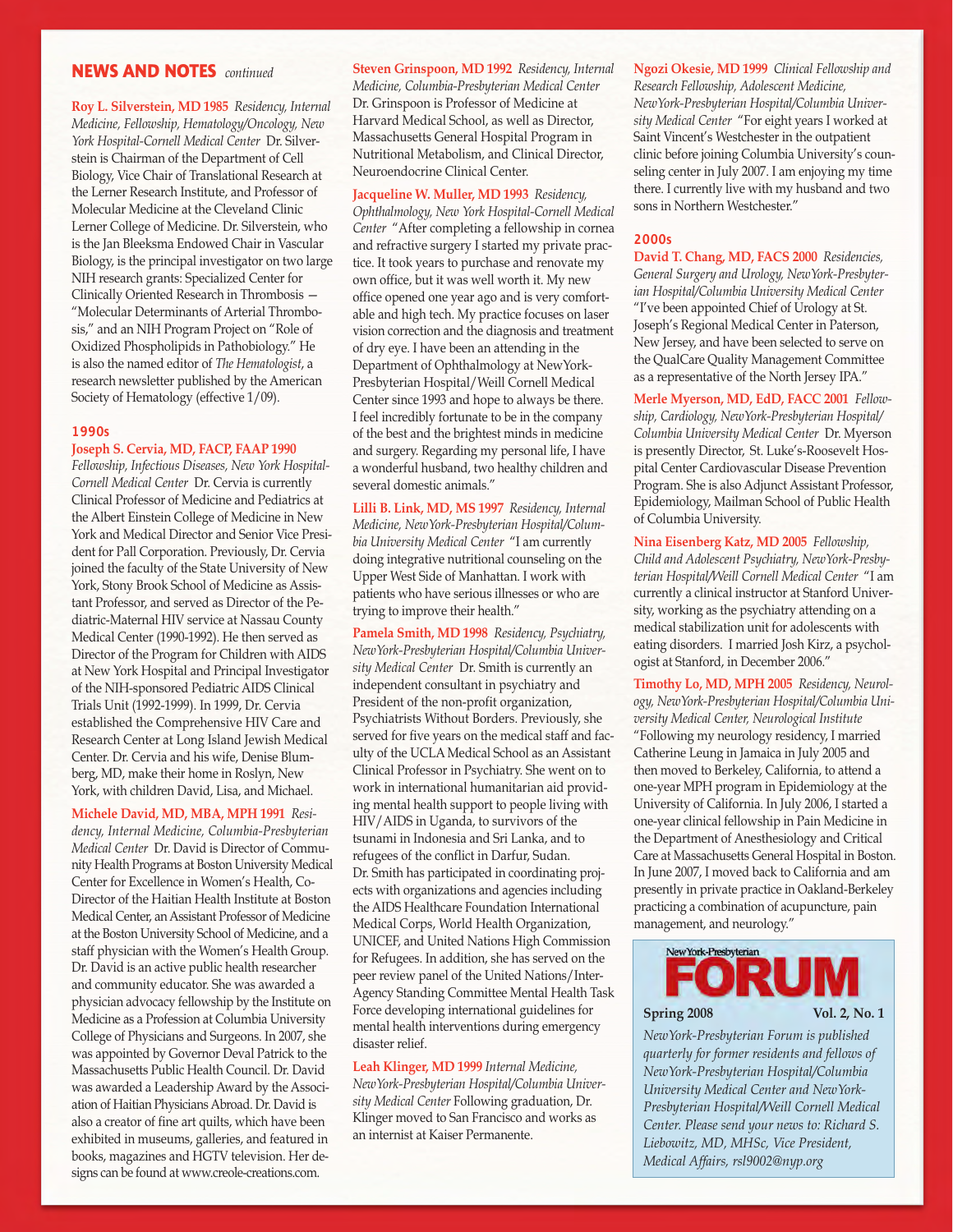## NEWS AND NOTES *continued*

**Roy L. Silverstein, MD 1985** *Residency, Internal Medicine, Fellowship, Hematology/Oncology, New York Hospital-Cornell Medical Center* Dr. Silverstein is Chairman of the Department of Cell Biology, Vice Chair of Translational Research at the Lerner Research Institute, and Professor of Molecular Medicine at the Cleveland Clinic Lerner College of Medicine. Dr. Silverstein, who is the Jan Bleeksma Endowed Chair in Vascular Biology, is the principal investigator on two large NIH research grants: Specialized Center for Clinically Oriented Research in Thrombosis — "Molecular Determinants of Arterial Thrombosis," and an NIH Program Project on "Role of Oxidized Phospholipids in Pathobiology." He is also the named editor of *The Hematologist*, a research newsletter published by the American Society of Hematology (effective 1/09).

### 1990s

**Joseph S. Cervia, MD, FACP, FAAP 1990** *Fellowship, Infectious Diseases, New York Hospital-Cornell Medical Center* Dr. Cervia is currently Clinical Professor of Medicine and Pediatrics at the Albert Einstein College of Medicine in New York and Medical Director and Senior Vice President for Pall Corporation. Previously, Dr. Cervia joined the faculty of the State University of New York, Stony Brook School of Medicine as Assistant Professor, and served as Director of the Pediatric-Maternal HIV service at Nassau County Medical Center (1990-1992). He then served as Director of the Program for Children with AIDS at New York Hospital and Principal Investigator of the NIH-sponsored Pediatric AIDS Clinical Trials Unit (1992-1999). In 1999, Dr. Cervia established the Comprehensive HIV Care and Research Center at Long Island Jewish Medical Center. Dr. Cervia and his wife, Denise Blumberg, MD, make their home in Roslyn, New York, with children David, Lisa, and Michael.

**Michele David, MD, MBA, MPH 1991** *Residency, Internal Medicine, Columbia-Presbyterian Medical Center* Dr. David is Director of Community Health Programs at Boston University Medical Center for Excellence in Women's Health, Co-Director of the Haitian Health Institute at Boston Medical Center, an Assistant Professor of Medicine at the Boston University School of Medicine, and a staff physician with the Women's Health Group. Dr. David is an active public health researcher and community educator. She was awarded a physician advocacy fellowship by the Institute on Medicine as a Profession at Columbia University College of Physicians and Surgeons. In 2007, she was appointed by Governor Deval Patrick to the Massachusetts Public Health Council. Dr. David was awarded a Leadership Award by the Association of Haitian Physicians Abroad. Dr. David is also a creator of fine art quilts, which have been exhibited in museums, galleries, and featured in books, magazines and HGTV television. Her designs can be found at www.creole-creations.com.

**Steven Grinspoon, MD 1992** *Residency, Internal Medicine, Columbia-Presbyterian Medical Center* Dr. Grinspoon is Professor of Medicine at Harvard Medical School, as well as Director, Massachusetts General Hospital Program in Nutritional Metabolism, and Clinical Director, Neuroendocrine Clinical Center.

**Jacqueline W. Muller, MD 1993** *Residency, Ophthalmology, New York Hospital-Cornell Medical Center* "After completing a fellowship in cornea and refractive surgery I started my private practice. It took years to purchase and renovate my own office, but it was well worth it. My new office opened one year ago and is very comfortable and high tech. My practice focuses on laser vision correction and the diagnosis and treatment of dry eye. I have been an attending in the Department of Ophthalmology at NewYork-Presbyterian Hospital/Weill Cornell Medical Center since 1993 and hope to always be there. I feel incredibly fortunate to be in the company of the best and the brightest minds in medicine and surgery. Regarding my personal life, I have a wonderful husband, two healthy children and several domestic animals."

**Lilli B. Link, MD, MS 1997** *Residency, Internal Medicine, NewYork-Presbyterian Hospital/Columbia University Medical Center* "I am currently doing integrative nutritional counseling on the Upper West Side of Manhattan. I work with patients who have serious illnesses or who are trying to improve their health."

**Pamela Smith, MD 1998** *Residency, Psychiatry, NewYork-Presbyterian Hospital/Columbia University Medical Center* Dr. Smith is currently an independent consultant in psychiatry and President of the non-profit organization, Psychiatrists Without Borders. Previously, she served for five years on the medical staff and faculty of the UCLA Medical School as an Assistant Clinical Professor in Psychiatry. She went on to work in international humanitarian aid providing mental health support to people living with HIV/AIDS in Uganda, to survivors of the tsunami in Indonesia and Sri Lanka, and to refugees of the conflict in Darfur, Sudan. Dr. Smith has participated in coordinating projects with organizations and agencies including the AIDS Healthcare Foundation International Medical Corps, World Health Organization, UNICEF, and United Nations High Commission for Refugees. In addition, she has served on the peer review panel of the United Nations/Inter-Agency Standing Committee Mental Health Task Force developing international guidelines for mental health interventions during emergency disaster relief.

**Leah Klinger, MD 1999** *Internal Medicine, NewYork-Presbyterian Hospital/Columbia University Medical Center* Following graduation, Dr. Klinger moved to San Francisco and works as an internist at Kaiser Permanente.

**Ngozi Okesie, MD 1999** *Clinical Fellowship and Research Fellowship, Adolescent Medicine, NewYork-Presbyterian Hospital/Columbia University Medical Center* "For eight years I worked at Saint Vincent's Westchester in the outpatient clinic before joining Columbia University's counseling center in July 2007. I am enjoying my time there. I currently live with my husband and two sons in Northern Westchester."

### 2000s

**David T. Chang, MD, FACS 2000** *Residencies, General Surgery and Urology, NewYork-Presbyterian Hospital/Columbia University Medical Center* "I've been appointed Chief of Urology at St. Joseph's Regional Medical Center in Paterson, New Jersey, and have been selected to serve on the QualCare Quality Management Committee as a representative of the North Jersey IPA."

**Merle Myerson, MD, EdD, FACC 2001** *Fellowship, Cardiology, NewYork-Presbyterian Hospital/Columbia University Medical Center* Dr. Myerson is presently Director, St. Luke's-Roosevelt Hospital Center Cardiovascular Disease Prevention Program. She is also Adjunct Assistant Professor, Epidemiology, Mailman School of Public Health of Columbia University.

**Nina Eisenberg Katz, MD 2005** *Fellowship, Child and Adolescent Psychiatry, NewYork-Presbyterian Hospital/Weill Cornell Medical Center* "I am currently a clinical instructor at Stanford University, working as the psychiatry attending on a medical stabilization unit for adolescents with eating disorders. I married Josh Kirz, a psychologist at Stanford, in December 2006."

**Timothy Lo, MD, MPH 2005** *Residency, Neurology, NewYork-Presbyterian Hospital/Columbia University Medical Center, Neurological Institute* "Following my neurology residency, I married Catherine Leung in Jamaica in July 2005 and then moved to Berkeley, California, to attend a one-year MPH program in Epidemiology at the University of California. In July 2006, I started a one-year clinical fellowship in Pain Medicine in the Department of Anesthesiology and Critical Care at Massachusetts General Hospital in Boston. In June 2007, I moved back to California and am presently in private practice in Oakland-Berkeley practicing a combination of acupuncture, pain management, and neurology."

---

NewYork-Presbyterian **FORUM**

**Spring 2008** **Vol. 2, No. 1**

*NewYork-Presbyterian Forum is published quarterly for former residents and fellows of NewYork-Presbyterian Hospital/Columbia University Medical Center and NewYork-Presbyterian Hospital/Weill Cornell Medical Center. Please send your news to: Richard S. Liebowitz, MD, MHSc, Vice President, Medical Affairs, rsl9002@nyp.org*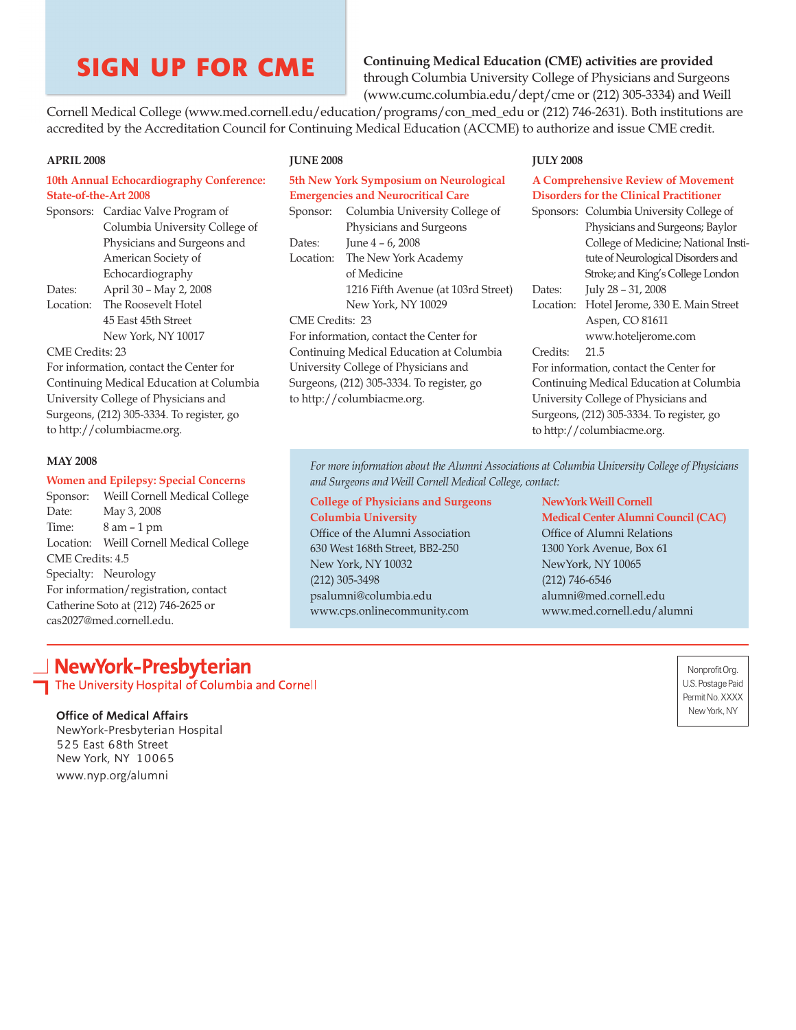# SIGN UP FOR CME

**Continuing Medical Education (CME) activities are provided** through Columbia University College of Physicians and Surgeons (www.cumc.columbia.edu/dept/cme or (212) 305-3334) and Weill Cornell Medical College (www.med.cornell.edu/education/programs/con_med_edu or (212) 746-2631). Both institutions are accredited by the Accreditation Council for Continuing Medical Education (ACCME) to authorize and issue CME credit.

### APRIL 2008

**10th Annual Echocardiography Conference: State-of-the-Art 2008**

Sponsors: Cardiac Valve Program of Columbia University College of Physicians and Surgeons and American Society of Echocardiography
Dates: April 30 – May 2, 2008
Location: The Roosevelt Hotel
45 East 45th Street
New York, NY 10017
CME Credits: 23
For information, contact the Center for Continuing Medical Education at Columbia University College of Physicians and Surgeons, (212) 305-3334. To register, go to http://columbiacme.org.

### MAY 2008

**Women and Epilepsy: Special Concerns**

Sponsor: Weill Cornell Medical College
Date: May 3, 2008
Time: 8 am – 1 pm
Location: Weill Cornell Medical College
CME Credits: 4.5
Specialty: Neurology
For information/registration, contact Catherine Soto at (212) 746-2625 or cas2027@med.cornell.edu.

### JUNE 2008

**5th New York Symposium on Neurological Emergencies and Neurocritical Care**

Sponsor: Columbia University College of Physicians and Surgeons
Dates: June 4 – 6, 2008
Location: The New York Academy of Medicine
1216 Fifth Avenue (at 103rd Street)
New York, NY 10029
CME Credits: 23
For information, contact the Center for Continuing Medical Education at Columbia University College of Physicians and Surgeons, (212) 305-3334. To register, go to http://columbiacme.org.

### JULY 2008

**A Comprehensive Review of Movement Disorders for the Clinical Practitioner**

Sponsors: Columbia University College of Physicians and Surgeons; Baylor College of Medicine; National Institute of Neurological Disorders and Stroke; and King's College London
Dates: July 28 – 31, 2008
Location: Hotel Jerome, 330 E. Main Street
Aspen, CO 81611
www.hoteljerome.com
Credits: 21.5
For information, contact the Center for Continuing Medical Education at Columbia University College of Physicians and Surgeons, (212) 305-3334. To register, go to http://columbiacme.org.

*For more information about the Alumni Associations at Columbia University College of Physicians and Surgeons and Weill Cornell Medical College, contact:*

**College of Physicians and Surgeons Columbia University**
Office of the Alumni Association
630 West 168th Street, BB2-250
New York, NY 10032
(212) 305-3498
psalumni@columbia.edu
www.cps.onlinecommunity.com

**NewYork Weill Cornell Medical Center Alumni Council (CAC)**
Office of Alumni Relations
1300 York Avenue, Box 61
NewYork, NY 10065
(212) 746-6546
alumni@med.cornell.edu
www.med.cornell.edu/alumni

**NewYork-Presbyterian**
The University Hospital of Columbia and Cornell

**Office of Medical Affairs**
NewYork-Presbyterian Hospital
525 East 68th Street
New York, NY 10065
www.nyp.org/alumni

Nonprofit Org.
U.S. Postage Paid
Permit No. XXXX
New York, NY